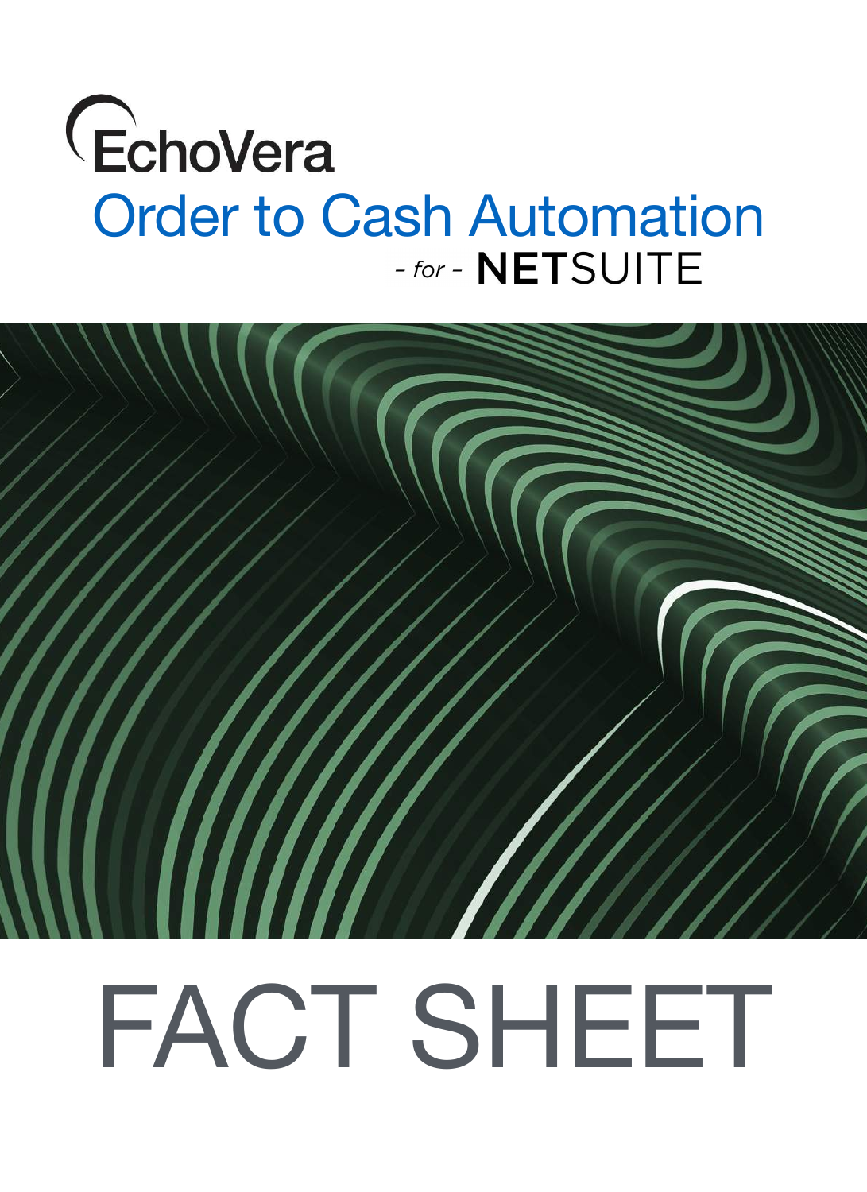EchoVera

# Order to Cash Automation

*- for -* **NET**SUITE

# FACT SHEET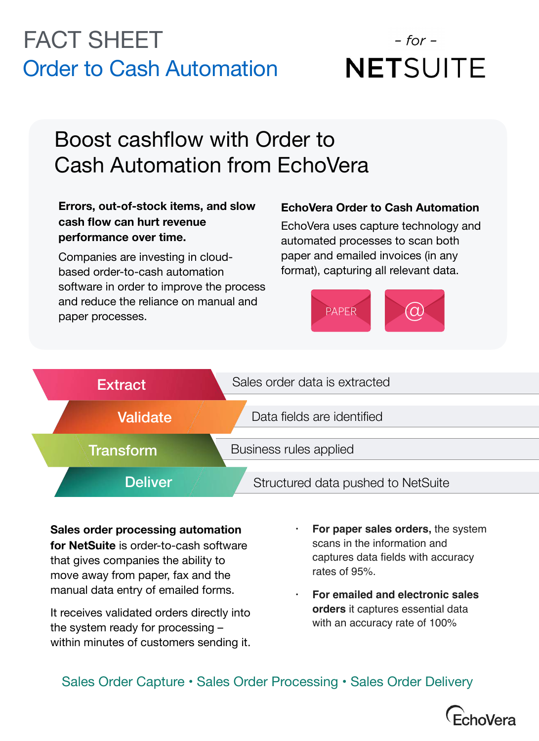# FACT SHEET

## Order to Cash Automation

– for –

**NETSUITE**

## Boost cashflow with Order to Cash Automation from EchoVera

**Errors, out-of-stock items, and slow cash flow can hurt revenue performance over time.**

Companies are investing in cloud-based order-to-cash automation software in order to improve the process and reduce the reliance on manual and paper processes.

**EchoVera Order to Cash Automation**

EchoVera uses capture technology and automated processes to scan both paper and emailed invoices (in any format), capturing all relevant data.

PAPER @

| Step | Description |
|---|---|
| Extract | Sales order data is extracted |
| Validate | Data fields are identified |
| Transform | Business rules applied |
| Deliver | Structured data pushed to NetSuite |

**Sales order processing automation for NetSuite** is order-to-cash software that gives companies the ability to move away from paper, fax and the manual data entry of emailed forms.

It receives validated orders directly into the system ready for processing – within minutes of customers sending it.

- **For paper sales orders,** the system scans in the information and captures data fields with accuracy rates of 95%.
- **For emailed and electronic sales orders** it captures essential data with an accuracy rate of 100%

Sales Order Capture • Sales Order Processing • Sales Order Delivery

EchoVera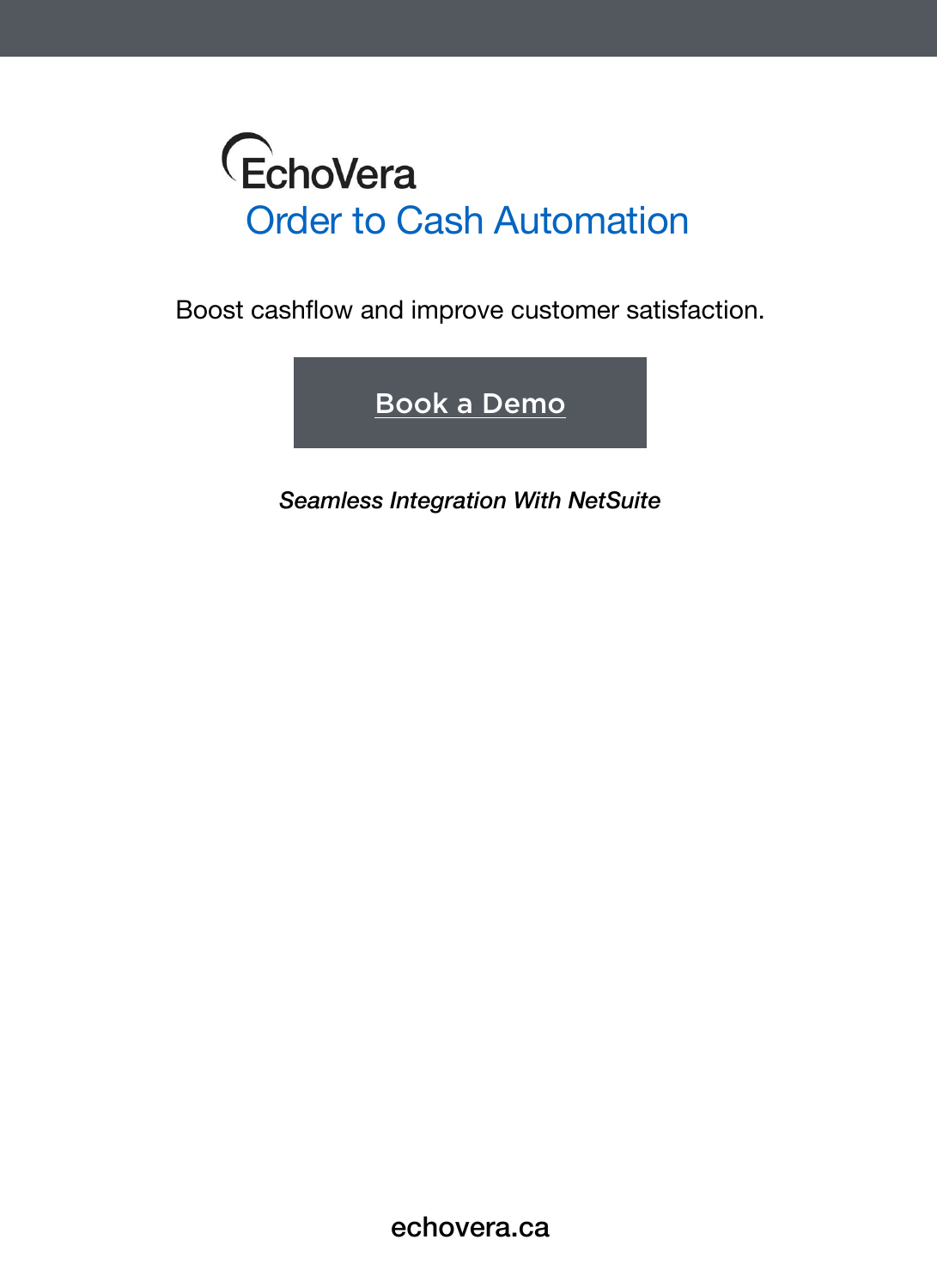# EchoVera

## Order to Cash Automation

Boost cashflow and improve customer satisfaction.

Book a Demo

*Seamless Integration With NetSuite*

echovera.ca